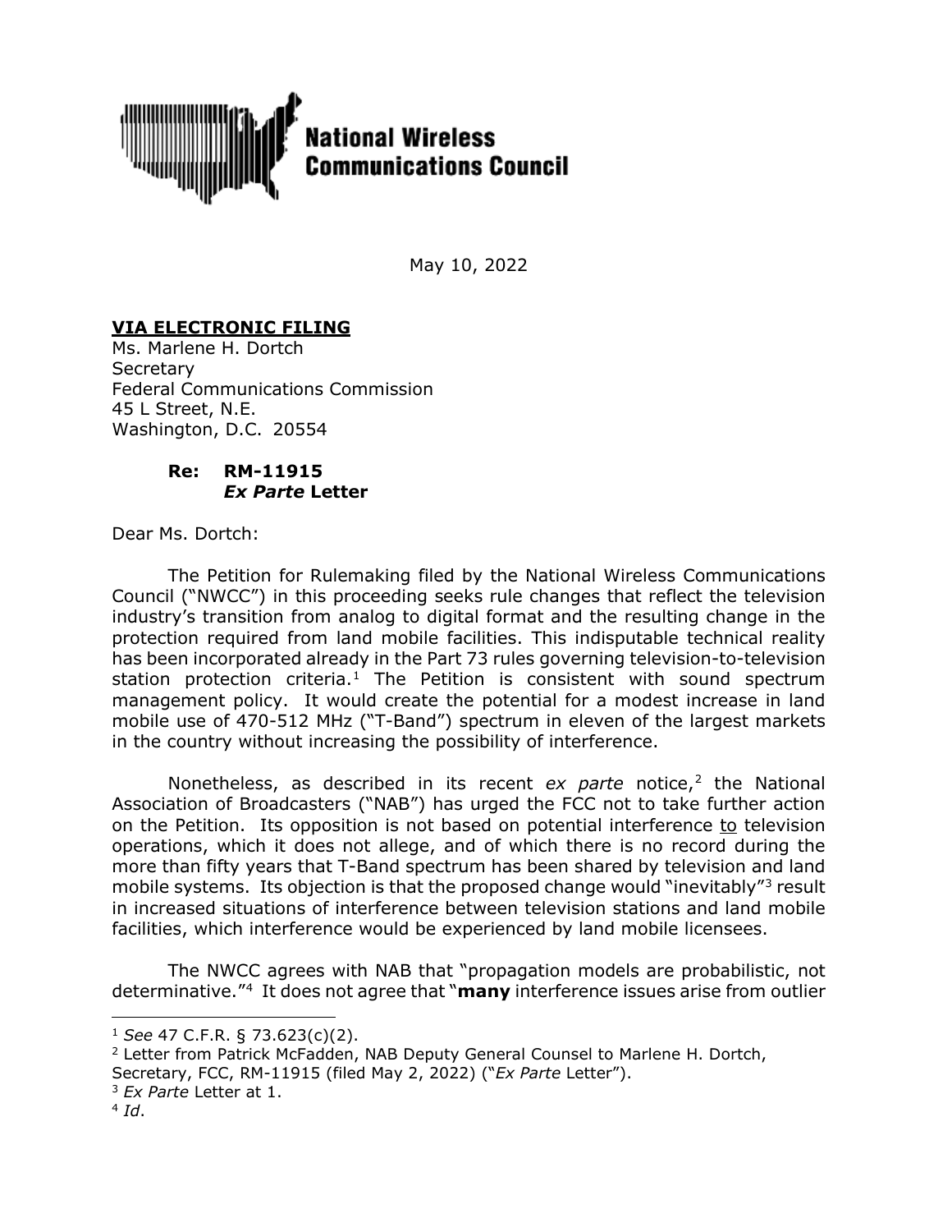**National Wireless Communications Council**

May 10, 2022

**VIA ELECTRONIC FILING**
Ms. Marlene H. Dortch
Secretary
Federal Communications Commission
45 L Street, N.E.
Washington, D.C. 20554

**Re: RM-11915**
***Ex Parte* Letter**

Dear Ms. Dortch:

The Petition for Rulemaking filed by the National Wireless Communications Council ("NWCC") in this proceeding seeks rule changes that reflect the television industry's transition from analog to digital format and the resulting change in the protection required from land mobile facilities. This indisputable technical reality has been incorporated already in the Part 73 rules governing television-to-television station protection criteria.[1] The Petition is consistent with sound spectrum management policy. It would create the potential for a modest increase in land mobile use of 470-512 MHz ("T-Band") spectrum in eleven of the largest markets in the country without increasing the possibility of interference.

Nonetheless, as described in its recent *ex parte* notice,[2] the National Association of Broadcasters ("NAB") has urged the FCC not to take further action on the Petition. Its opposition is not based on potential interference to television operations, which it does not allege, and of which there is no record during the more than fifty years that T-Band spectrum has been shared by television and land mobile systems. Its objection is that the proposed change would "inevitably"[3] result in increased situations of interference between television stations and land mobile facilities, which interference would be experienced by land mobile licensees.

The NWCC agrees with NAB that "propagation models are probabilistic, not determinative."[4] It does not agree that "**many** interference issues arise from outlier

---

[1] *See* 47 C.F.R. § 73.623(c)(2).

[2] Letter from Patrick McFadden, NAB Deputy General Counsel to Marlene H. Dortch, Secretary, FCC, RM-11915 (filed May 2, 2022) ("*Ex Parte* Letter").

[3] *Ex Parte* Letter at 1.

[4] *Id*.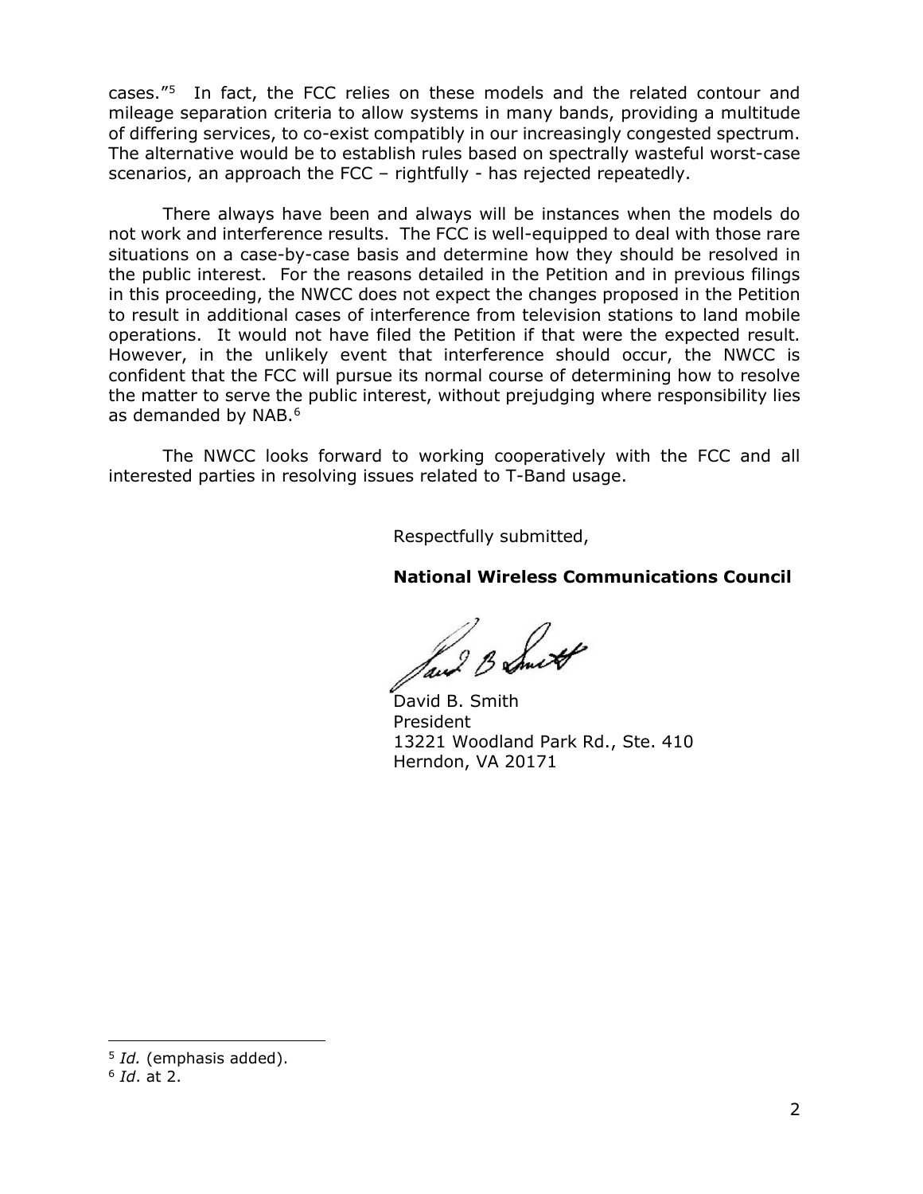cases."[5] In fact, the FCC relies on these models and the related contour and mileage separation criteria to allow systems in many bands, providing a multitude of differing services, to co-exist compatibly in our increasingly congested spectrum. The alternative would be to establish rules based on spectrally wasteful worst-case scenarios, an approach the FCC – rightfully - has rejected repeatedly.

There always have been and always will be instances when the models do not work and interference results. The FCC is well-equipped to deal with those rare situations on a case-by-case basis and determine how they should be resolved in the public interest. For the reasons detailed in the Petition and in previous filings in this proceeding, the NWCC does not expect the changes proposed in the Petition to result in additional cases of interference from television stations to land mobile operations. It would not have filed the Petition if that were the expected result. However, in the unlikely event that interference should occur, the NWCC is confident that the FCC will pursue its normal course of determining how to resolve the matter to serve the public interest, without prejudging where responsibility lies as demanded by NAB.[6]

The NWCC looks forward to working cooperatively with the FCC and all interested parties in resolving issues related to T-Band usage.

Respectfully submitted,

**National Wireless Communications Council**

David B. Smith
President
13221 Woodland Park Rd., Ste. 410
Herndon, VA 20171

---

[5] *Id.* (emphasis added).

[6] *Id*. at 2.